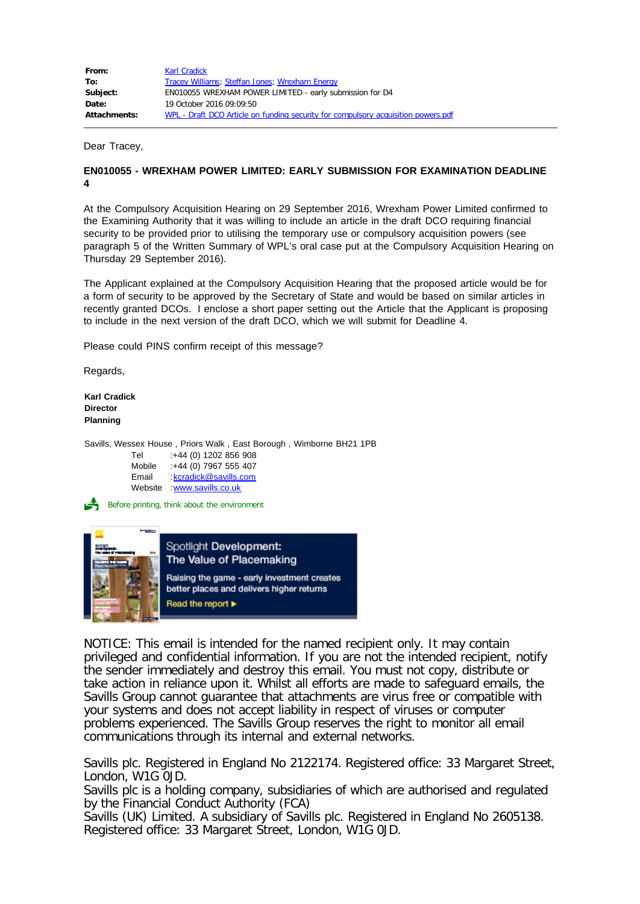| | |
|---|---|
| **From:** | Karl Cradick |
| **To:** | Tracey Williams; Steffan Jones; Wrexham Energy |
| **Subject:** | EN010055 WREXHAM POWER LIMITED - early submission for D4 |
| **Date:** | 19 October 2016 09:09:50 |
| **Attachments:** | WPL - Draft DCO Article on funding security for compulsory acquisition powers.pdf |

Dear Tracey,

**EN010055 - WREXHAM POWER LIMITED: EARLY SUBMISSION FOR EXAMINATION DEADLINE 4**

At the Compulsory Acquisition Hearing on 29 September 2016, Wrexham Power Limited confirmed to the Examining Authority that it was willing to include an article in the draft DCO requiring financial security to be provided prior to utilising the temporary use or compulsory acquisition powers (see paragraph 5 of the Written Summary of WPL's oral case put at the Compulsory Acquisition Hearing on Thursday 29 September 2016).

The Applicant explained at the Compulsory Acquisition Hearing that the proposed article would be for a form of security to be approved by the Secretary of State and would be based on similar articles in recently granted DCOs. I enclose a short paper setting out the Article that the Applicant is proposing to include in the next version of the draft DCO, which we will submit for Deadline 4.

Please could PINS confirm receipt of this message?

Regards,

**Karl Cradick**
**Director**
**Planning**

Savills, Wessex House , Priors Walk , East Borough , Wimborne BH21 1PB

Tel :+44 (0) 1202 856 908
Mobile :+44 (0) 7967 555 407
Email :kcradick@savills.com
Website :www.savills.co.uk

Before printing, think about the environment

Spotlight Development: The Value of Placemaking
Raising the game - early investment creates better places and delivers higher returns
Read the report ▶

NOTICE: This email is intended for the named recipient only. It may contain privileged and confidential information. If you are not the intended recipient, notify the sender immediately and destroy this email. You must not copy, distribute or take action in reliance upon it. Whilst all efforts are made to safeguard emails, the Savills Group cannot guarantee that attachments are virus free or compatible with your systems and does not accept liability in respect of viruses or computer problems experienced. The Savills Group reserves the right to monitor all email communications through its internal and external networks.

Savills plc. Registered in England No 2122174. Registered office: 33 Margaret Street, London, W1G 0JD.
Savills plc is a holding company, subsidiaries of which are authorised and regulated by the Financial Conduct Authority (FCA)
Savills (UK) Limited. A subsidiary of Savills plc. Registered in England No 2605138. Registered office: 33 Margaret Street, London, W1G 0JD.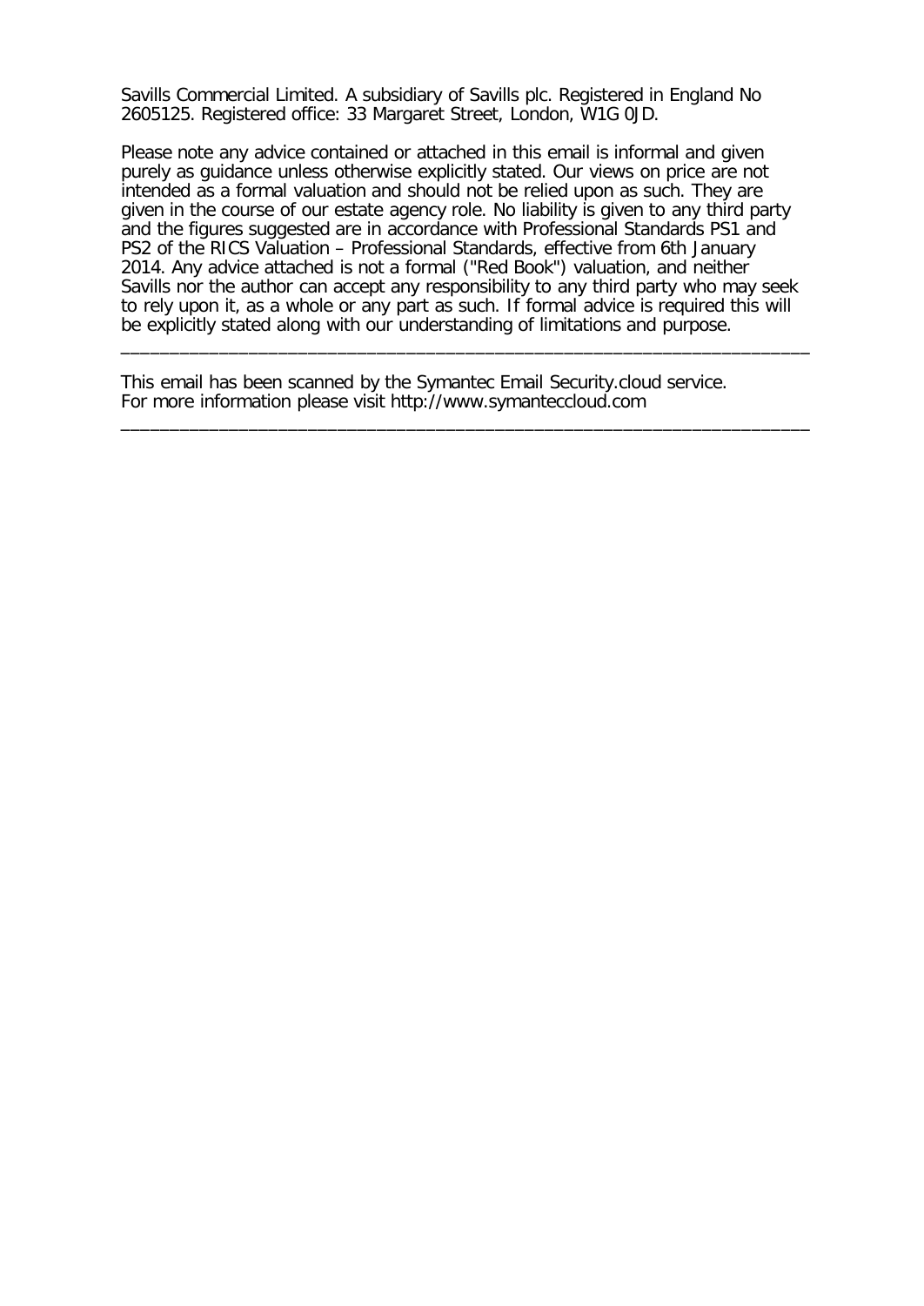Savills Commercial Limited. A subsidiary of Savills plc. Registered in England No 2605125. Registered office: 33 Margaret Street, London, W1G 0JD.

Please note any advice contained or attached in this email is informal and given purely as guidance unless otherwise explicitly stated. Our views on price are not intended as a formal valuation and should not be relied upon as such. They are given in the course of our estate agency role. No liability is given to any third party and the figures suggested are in accordance with Professional Standards PS1 and PS2 of the RICS Valuation – Professional Standards, effective from 6th January 2014. Any advice attached is not a formal ("Red Book") valuation, and neither Savills nor the author can accept any responsibility to any third party who may seek to rely upon it, as a whole or any part as such. If formal advice is required this will be explicitly stated along with our understanding of limitations and purpose.

______________________________________________________________________

This email has been scanned by the Symantec Email Security.cloud service.
For more information please visit http://www.symanteccloud.com

______________________________________________________________________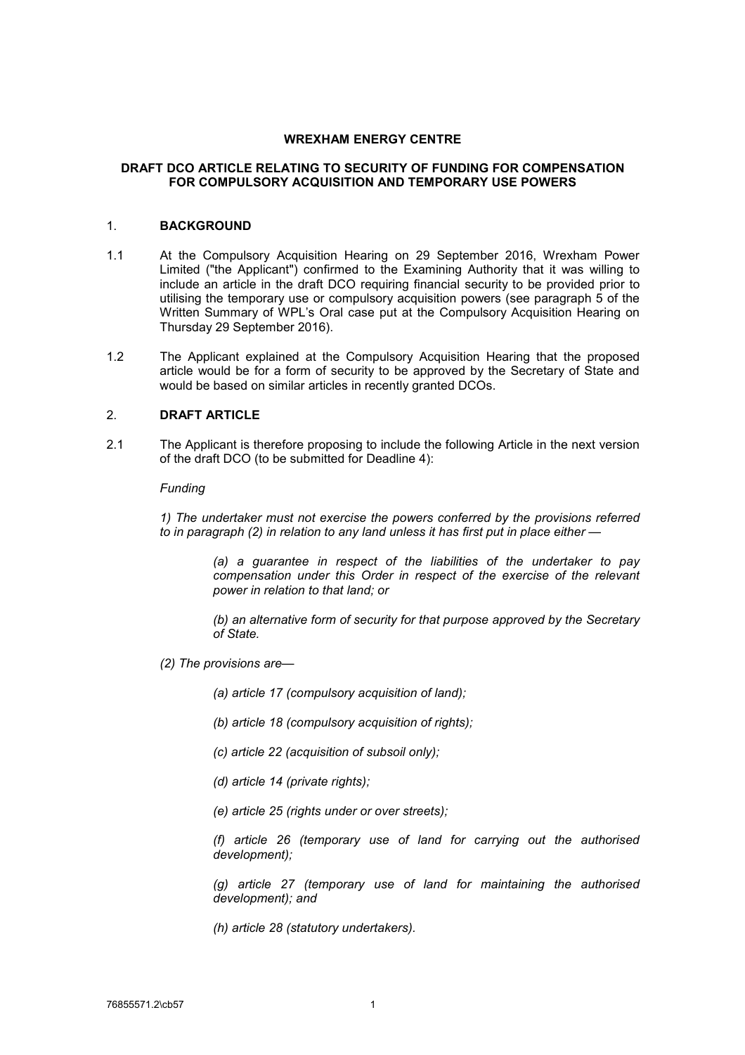**WREXHAM ENERGY CENTRE**

**DRAFT DCO ARTICLE RELATING TO SECURITY OF FUNDING FOR COMPENSATION FOR COMPULSORY ACQUISITION AND TEMPORARY USE POWERS**

## 1. BACKGROUND

1.1 At the Compulsory Acquisition Hearing on 29 September 2016, Wrexham Power Limited ("the Applicant") confirmed to the Examining Authority that it was willing to include an article in the draft DCO requiring financial security to be provided prior to utilising the temporary use or compulsory acquisition powers (see paragraph 5 of the Written Summary of WPL's Oral case put at the Compulsory Acquisition Hearing on Thursday 29 September 2016).

1.2 The Applicant explained at the Compulsory Acquisition Hearing that the proposed article would be for a form of security to be approved by the Secretary of State and would be based on similar articles in recently granted DCOs.

## 2. DRAFT ARTICLE

2.1 The Applicant is therefore proposing to include the following Article in the next version of the draft DCO (to be submitted for Deadline 4):

*Funding*

*1) The undertaker must not exercise the powers conferred by the provisions referred to in paragraph (2) in relation to any land unless it has first put in place either —*

> *(a) a guarantee in respect of the liabilities of the undertaker to pay compensation under this Order in respect of the exercise of the relevant power in relation to that land; or*
>
> *(b) an alternative form of security for that purpose approved by the Secretary of State.*

*(2) The provisions are—*

> *(a) article 17 (compulsory acquisition of land);*
>
> *(b) article 18 (compulsory acquisition of rights);*
>
> *(c) article 22 (acquisition of subsoil only);*
>
> *(d) article 14 (private rights);*
>
> *(e) article 25 (rights under or over streets);*
>
> *(f) article 26 (temporary use of land for carrying out the authorised development);*
>
> *(g) article 27 (temporary use of land for maintaining the authorised development); and*
>
> *(h) article 28 (statutory undertakers).*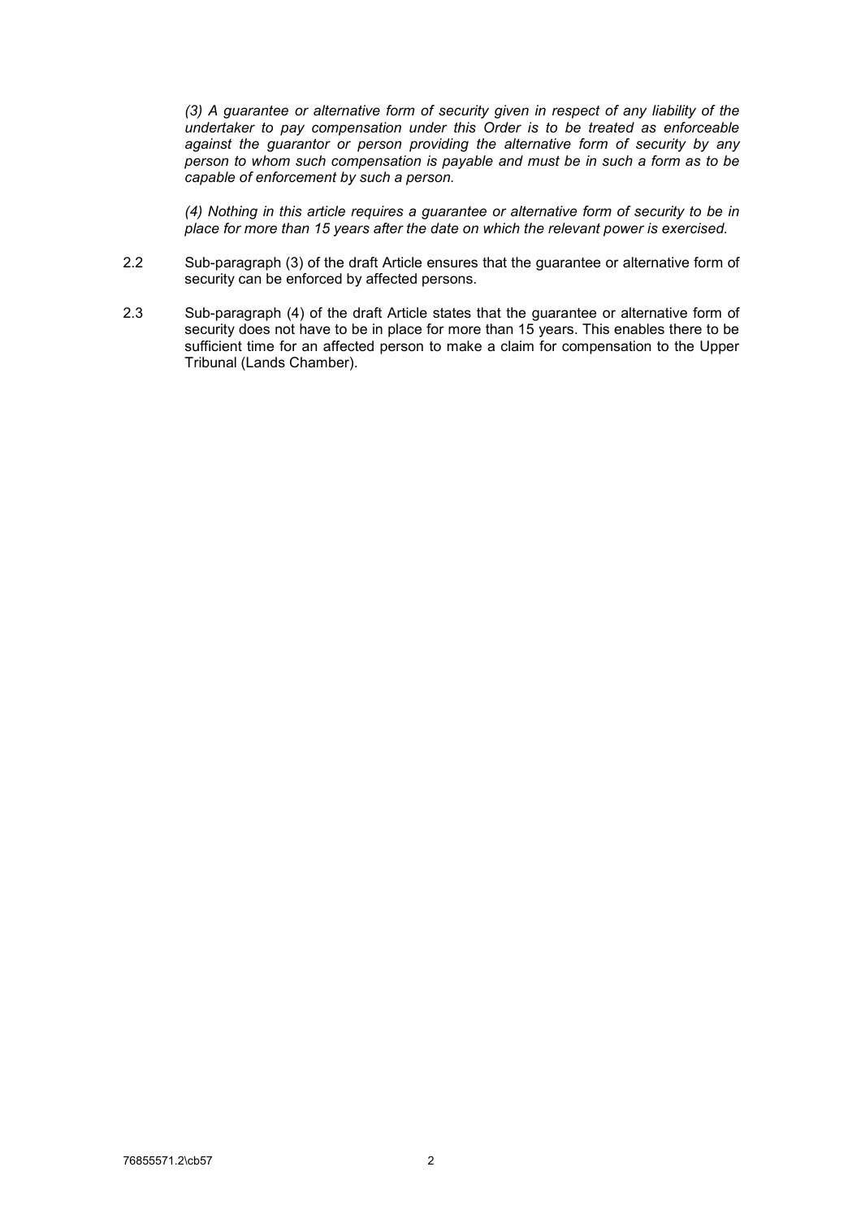*(3) A guarantee or alternative form of security given in respect of any liability of the undertaker to pay compensation under this Order is to be treated as enforceable against the guarantor or person providing the alternative form of security by any person to whom such compensation is payable and must be in such a form as to be capable of enforcement by such a person.*

*(4) Nothing in this article requires a guarantee or alternative form of security to be in place for more than 15 years after the date on which the relevant power is exercised.*

2.2 Sub-paragraph (3) of the draft Article ensures that the guarantee or alternative form of security can be enforced by affected persons.

2.3 Sub-paragraph (4) of the draft Article states that the guarantee or alternative form of security does not have to be in place for more than 15 years. This enables there to be sufficient time for an affected person to make a claim for compensation to the Upper Tribunal (Lands Chamber).